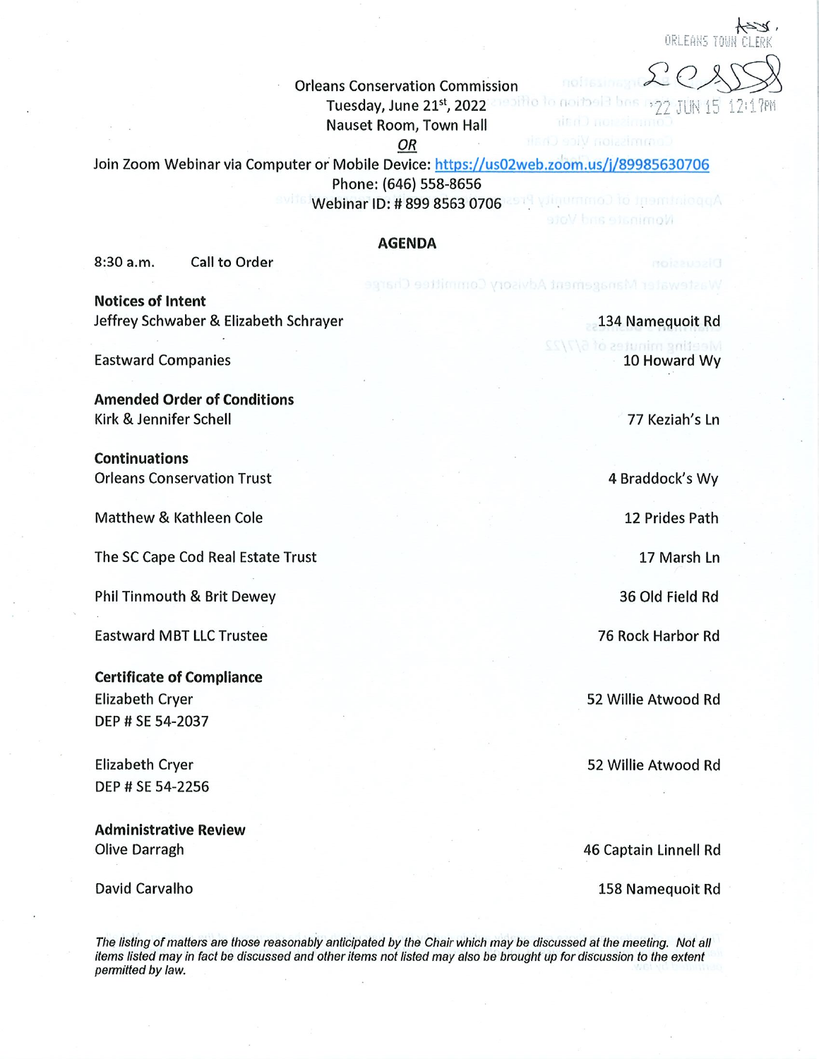ORLEANS TOWN CLERK

'22 JUN 15 12:17PM

Orleans Conservation Commission
Tuesday, June 21st, 2022
Nauset Room, Town Hall
*OR*
Join Zoom Webinar via Computer or Mobile Device: https://us02web.zoom.us/j/89985630706
Phone: (646) 558-8656
Webinar ID: # 899 8563 0706

## AGENDA

8:30 a.m. Call to Order

**Notices of Intent**

Jeffrey Schwaber & Elizabeth Schrayer — 134 Namequoit Rd

Eastward Companies — 10 Howard Wy

**Amended Order of Conditions**

Kirk & Jennifer Schell — 77 Keziah's Ln

**Continuations**

Orleans Conservation Trust — 4 Braddock's Wy

Matthew & Kathleen Cole — 12 Prides Path

The SC Cape Cod Real Estate Trust — 17 Marsh Ln

Phil Tinmouth & Brit Dewey — 36 Old Field Rd

Eastward MBT LLC Trustee — 76 Rock Harbor Rd

**Certificate of Compliance**

Elizabeth Cryer — 52 Willie Atwood Rd
DEP # SE 54-2037

Elizabeth Cryer — 52 Willie Atwood Rd
DEP # SE 54-2256

**Administrative Review**

Olive Darragh — 46 Captain Linnell Rd

David Carvalho — 158 Namequoit Rd

*The listing of matters are those reasonably anticipated by the Chair which may be discussed at the meeting. Not all items listed may in fact be discussed and other items not listed may also be brought up for discussion to the extent permitted by law.*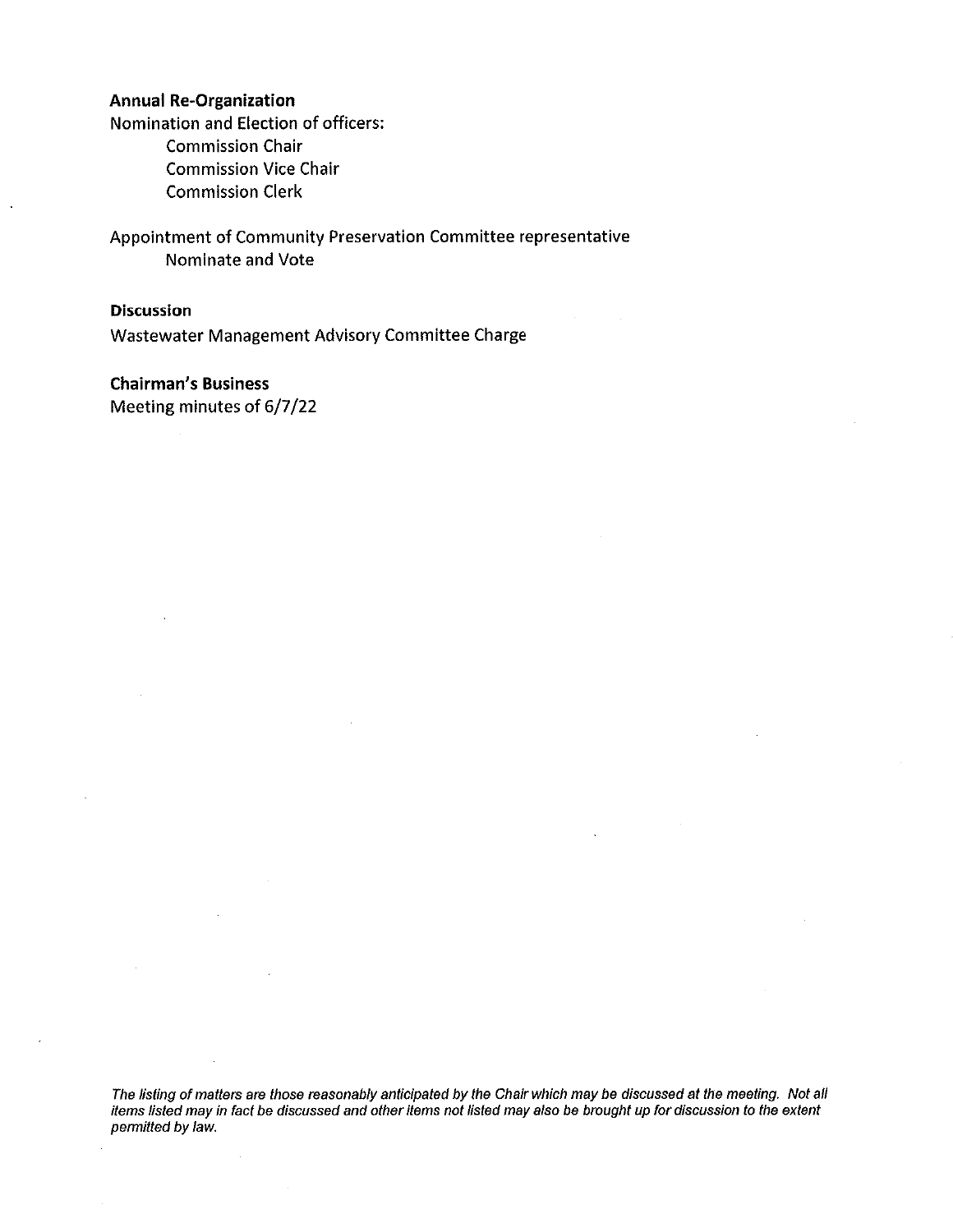**Annual Re-Organization**

Nomination and Election of officers:

- Commission Chair
- Commission Vice Chair
- Commission Clerk

Appointment of Community Preservation Committee representative

- Nominate and Vote

**Discussion**

Wastewater Management Advisory Committee Charge

**Chairman's Business**

Meeting minutes of 6/7/22

*The listing of matters are those reasonably anticipated by the Chair which may be discussed at the meeting. Not all items listed may in fact be discussed and other items not listed may also be brought up for discussion to the extent permitted by law.*